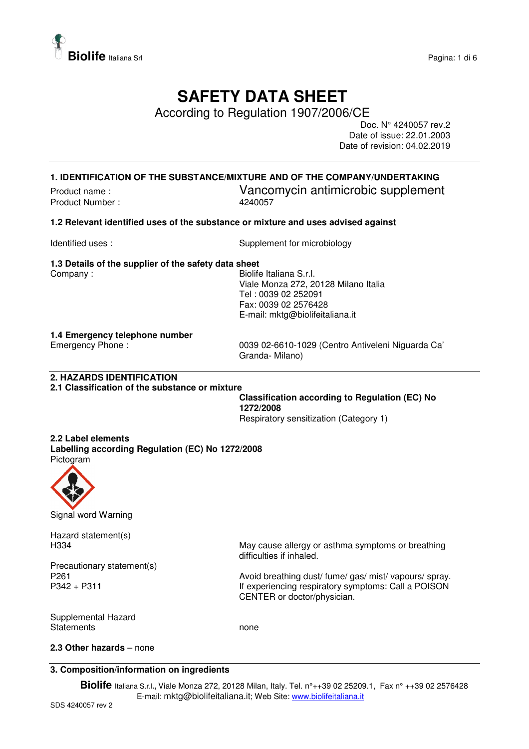# SAFETY DATA SHEET

According to Regulation 1907/2006/CE

Doc. N° 4240057 rev.2
Date of issue: 22.01.2003
Date of revision: 04.02.2019

## 1. IDENTIFICATION OF THE SUBSTANCE/MIXTURE AND OF THE COMPANY/UNDERTAKING

Product name : Vancomycin antimicrobic supplement
Product Number : 4240057

### 1.2 Relevant identified uses of the substance or mixture and uses advised against

Identified uses : Supplement for microbiology

### 1.3 Details of the supplier of the safety data sheet

Company : Biolife Italiana S.r.l.
Viale Monza 272, 20128 Milano Italia
Tel : 0039 02 252091
Fax: 0039 02 2576428
E-mail: mktg@biolifeitaliana.it

### 1.4 Emergency telephone number

Emergency Phone : 0039 02-6610-1029 (Centro Antiveleni Niguarda Ca' Granda- Milano)

## 2. HAZARDS IDENTIFICATION

### 2.1 Classification of the substance or mixture

**Classification according to Regulation (EC) No 1272/2008**
Respiratory sensitization (Category 1)

### 2.2 Label elements

**Labelling according Regulation (EC) No 1272/2008**

Pictogram

Signal word Warning

Hazard statement(s)

H334 May cause allergy or asthma symptoms or breathing difficulties if inhaled.

Precautionary statement(s)

P261 Avoid breathing dust/ fume/ gas/ mist/ vapours/ spray.
P342 + P311 If experiencing respiratory symptoms: Call a POISON CENTER or doctor/physician.

Supplemental Hazard Statements: none

**2.3 Other hazards** – none

## 3. Composition/information on ingredients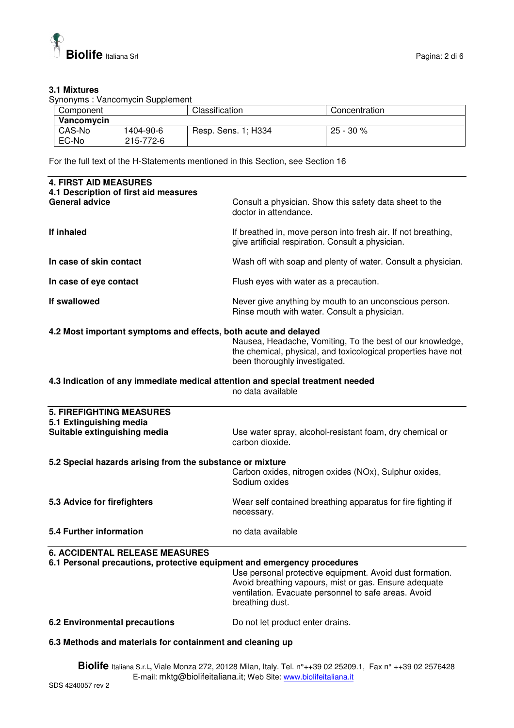### 3.1 Mixtures

Synonyms : Vancomycin Supplement

| Component | | Classification | Concentration |
|---|---|---|---|
| **Vancomycin** | | | |
| CAS-No<br>EC-No | 1404-90-6<br>215-772-6 | Resp. Sens. 1; H334 | 25 - 30 % |

For the full text of the H-Statements mentioned in this Section, see Section 16

## 4. FIRST AID MEASURES

### 4.1 Description of first aid measures

**General advice**
Consult a physician. Show this safety data sheet to the doctor in attendance.

**If inhaled**
If breathed in, move person into fresh air. If not breathing, give artificial respiration. Consult a physician.

**In case of skin contact**
Wash off with soap and plenty of water. Consult a physician.

**In case of eye contact**
Flush eyes with water as a precaution.

**If swallowed**
Never give anything by mouth to an unconscious person. Rinse mouth with water. Consult a physician.

### 4.2 Most important symptoms and effects, both acute and delayed

Nausea, Headache, Vomiting, To the best of our knowledge, the chemical, physical, and toxicological properties have not been thoroughly investigated.

### 4.3 Indication of any immediate medical attention and special treatment needed

no data available

## 5. FIREFIGHTING MEASURES

### 5.1 Extinguishing media

**Suitable extinguishing media**
Use water spray, alcohol-resistant foam, dry chemical or carbon dioxide.

### 5.2 Special hazards arising from the substance or mixture

Carbon oxides, nitrogen oxides (NOx), Sulphur oxides, Sodium oxides

### 5.3 Advice for firefighters

Wear self contained breathing apparatus for fire fighting if necessary.

### 5.4 Further information

no data available

## 6. ACCIDENTAL RELEASE MEASURES

### 6.1 Personal precautions, protective equipment and emergency procedures

Use personal protective equipment. Avoid dust formation. Avoid breathing vapours, mist or gas. Ensure adequate ventilation. Evacuate personnel to safe areas. Avoid breathing dust.

### 6.2 Environmental precautions

Do not let product enter drains.

### 6.3 Methods and materials for containment and cleaning up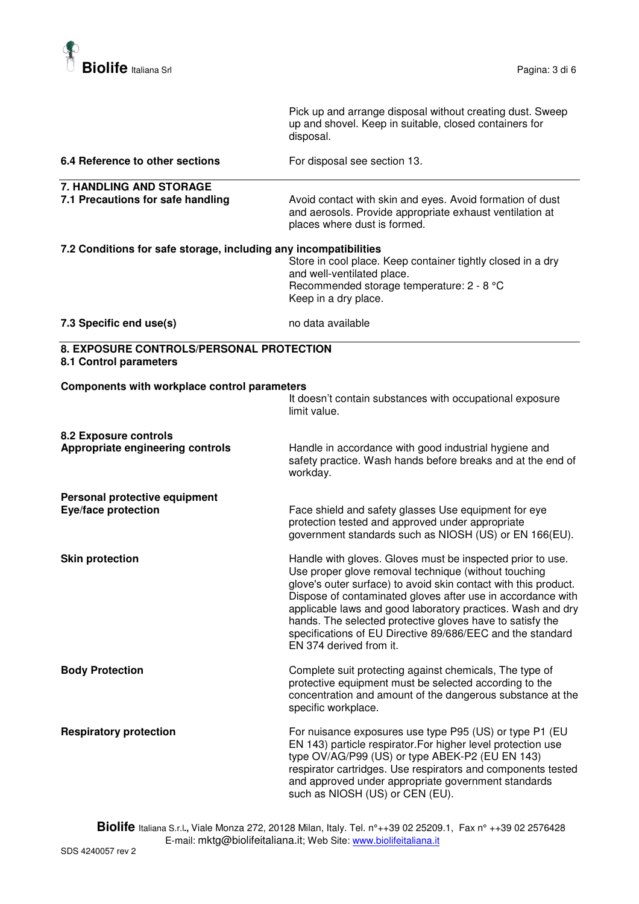Pick up and arrange disposal without creating dust. Sweep up and shovel. Keep in suitable, closed containers for disposal.

**6.4 Reference to other sections**

For disposal see section 13.

## 7. HANDLING AND STORAGE

**7.1 Precautions for safe handling**

Avoid contact with skin and eyes. Avoid formation of dust and aerosols. Provide appropriate exhaust ventilation at places where dust is formed.

**7.2 Conditions for safe storage, including any incompatibilities**

Store in cool place. Keep container tightly closed in a dry and well-ventilated place.
Recommended storage temperature: 2 - 8 °C
Keep in a dry place.

**7.3 Specific end use(s)**

no data available

## 8. EXPOSURE CONTROLS/PERSONAL PROTECTION

**8.1 Control parameters**

**Components with workplace control parameters**

It doesn't contain substances with occupational exposure limit value.

**8.2 Exposure controls**

**Appropriate engineering controls**

Handle in accordance with good industrial hygiene and safety practice. Wash hands before breaks and at the end of workday.

**Personal protective equipment**

**Eye/face protection**

Face shield and safety glasses Use equipment for eye protection tested and approved under appropriate government standards such as NIOSH (US) or EN 166(EU).

**Skin protection**

Handle with gloves. Gloves must be inspected prior to use. Use proper glove removal technique (without touching glove's outer surface) to avoid skin contact with this product. Dispose of contaminated gloves after use in accordance with applicable laws and good laboratory practices. Wash and dry hands. The selected protective gloves have to satisfy the specifications of EU Directive 89/686/EEC and the standard EN 374 derived from it.

**Body Protection**

Complete suit protecting against chemicals, The type of protective equipment must be selected according to the concentration and amount of the dangerous substance at the specific workplace.

**Respiratory protection**

For nuisance exposures use type P95 (US) or type P1 (EU EN 143) particle respirator.For higher level protection use type OV/AG/P99 (US) or type ABEK-P2 (EU EN 143) respirator cartridges. Use respirators and components tested and approved under appropriate government standards such as NIOSH (US) or CEN (EU).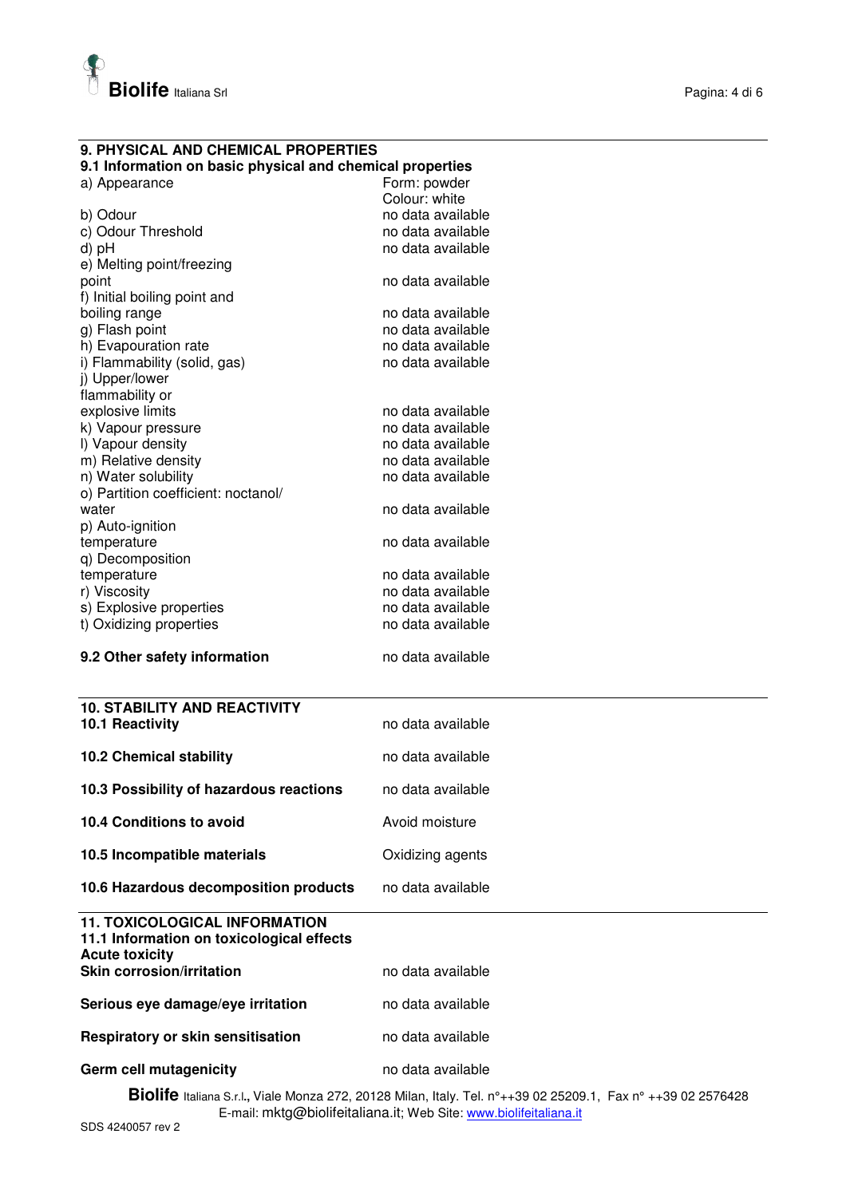## 9. PHYSICAL AND CHEMICAL PROPERTIES

### 9.1 Information on basic physical and chemical properties

| | |
|---|---|
| a) Appearance | Form: powder<br>Colour: white |
| b) Odour | no data available |
| c) Odour Threshold | no data available |
| d) pH | no data available |
| e) Melting point/freezing point | no data available |
| f) Initial boiling point and boiling range | no data available |
| g) Flash point | no data available |
| h) Evapouration rate | no data available |
| i) Flammability (solid, gas) | no data available |
| j) Upper/lower flammability or explosive limits | no data available |
| k) Vapour pressure | no data available |
| l) Vapour density | no data available |
| m) Relative density | no data available |
| n) Water solubility | no data available |
| o) Partition coefficient: noctanol/ water | no data available |
| p) Auto-ignition temperature | no data available |
| q) Decomposition temperature | no data available |
| r) Viscosity | no data available |
| s) Explosive properties | no data available |
| t) Oxidizing properties | no data available |

**9.2 Other safety information** no data available

## 10. STABILITY AND REACTIVITY

| | |
|---|---|
| **10.1 Reactivity** | no data available |
| **10.2 Chemical stability** | no data available |
| **10.3 Possibility of hazardous reactions** | no data available |
| **10.4 Conditions to avoid** | Avoid moisture |
| **10.5 Incompatible materials** | Oxidizing agents |
| **10.6 Hazardous decomposition products** | no data available |

## 11. TOXICOLOGICAL INFORMATION

### 11.1 Information on toxicological effects

**Acute toxicity**

| | |
|---|---|
| **Skin corrosion/irritation** | no data available |
| **Serious eye damage/eye irritation** | no data available |
| **Respiratory or skin sensitisation** | no data available |
| **Germ cell mutagenicity** | no data available |

**Biolife** Italiana S.r.l., Viale Monza 272, 20128 Milan, Italy. Tel. n°++39 02 25209.1, Fax n° ++39 02 2576428
E-mail: mktg@biolifeitaliana.it; Web Site: www.biolifeitaliana.it

SDS 4240057 rev 2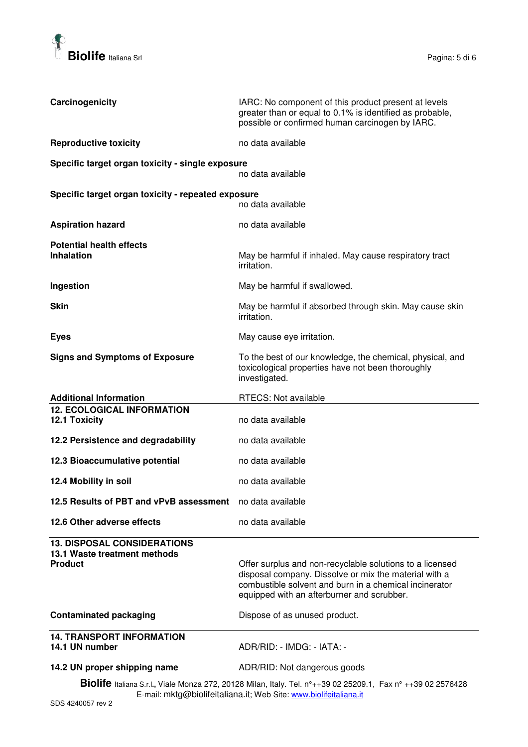**Carcinogenicity** IARC: No component of this product present at levels greater than or equal to 0.1% is identified as probable, possible or confirmed human carcinogen by IARC.

**Reproductive toxicity** no data available

**Specific target organ toxicity - single exposure**
no data available

**Specific target organ toxicity - repeated exposure**
no data available

**Aspiration hazard** no data available

**Potential health effects**

**Inhalation** May be harmful if inhaled. May cause respiratory tract irritation.

**Ingestion** May be harmful if swallowed.

**Skin** May be harmful if absorbed through skin. May cause skin irritation.

**Eyes** May cause eye irritation.

**Signs and Symptoms of Exposure** To the best of our knowledge, the chemical, physical, and toxicological properties have not been thoroughly investigated.

**Additional Information** RTECS: Not available

## 12. ECOLOGICAL INFORMATION

**12.1 Toxicity** no data available

**12.2 Persistence and degradability** no data available

**12.3 Bioaccumulative potential** no data available

**12.4 Mobility in soil** no data available

**12.5 Results of PBT and vPvB assessment** no data available

**12.6 Other adverse effects** no data available

## 13. DISPOSAL CONSIDERATIONS

**13.1 Waste treatment methods**

**Product** Offer surplus and non-recyclable solutions to a licensed disposal company. Dissolve or mix the material with a combustible solvent and burn in a chemical incinerator equipped with an afterburner and scrubber.

**Contaminated packaging** Dispose of as unused product.

## 14. TRANSPORT INFORMATION

**14.1 UN number** ADR/RID: - IMDG: - IATA: -

**14.2 UN proper shipping name** ADR/RID: Not dangerous goods

**Biolife** Italiana S.r.l., Viale Monza 272, 20128 Milan, Italy. Tel. n°++39 02 25209.1, Fax n° ++39 02 2576428
E-mail: mktg@biolifeitaliana.it; Web Site: www.biolifeitaliana.it

SDS 4240057 rev 2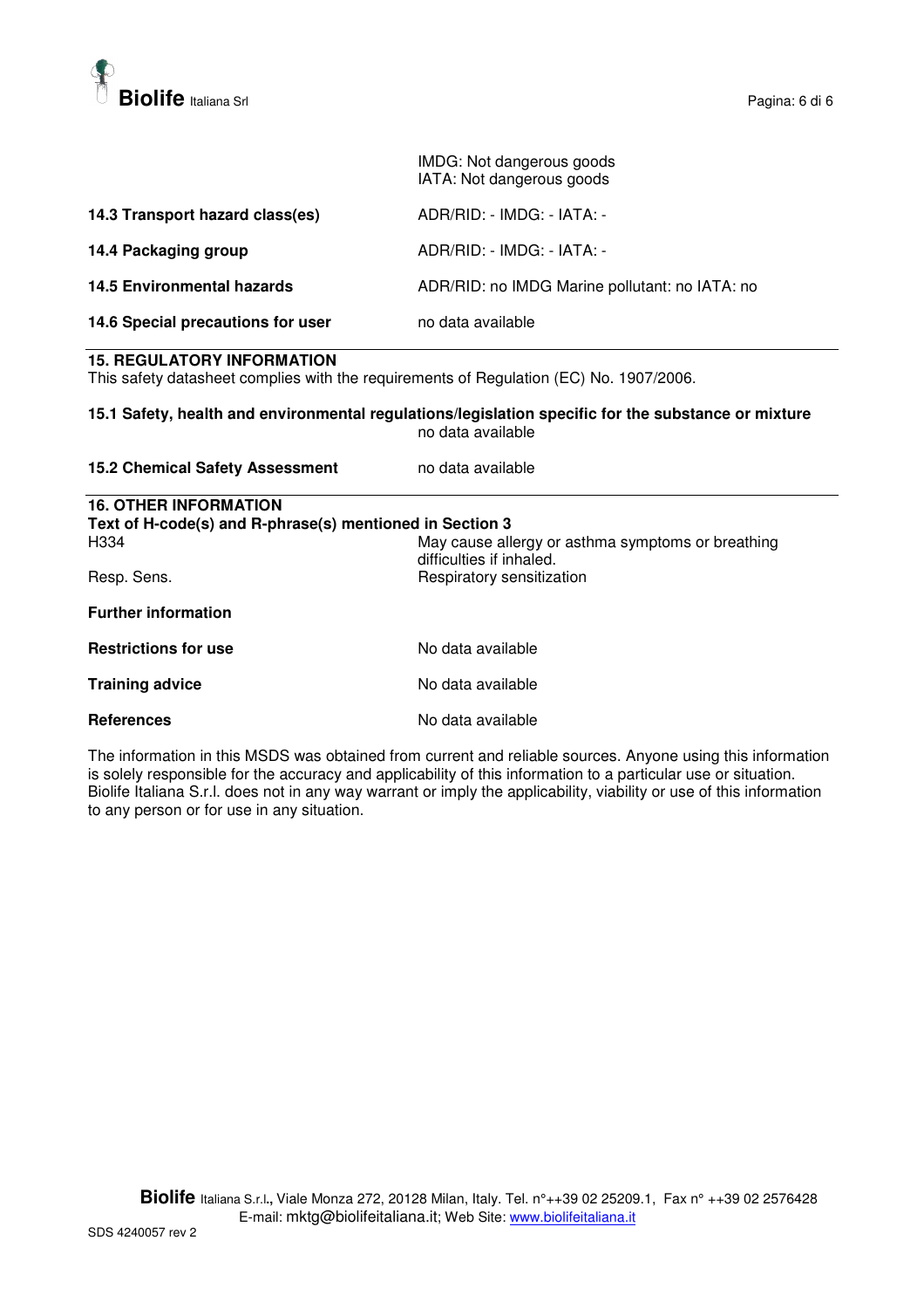| | |
|---|---|
| | IMDG: Not dangerous goods<br>IATA: Not dangerous goods |
| **14.3 Transport hazard class(es)** | ADR/RID: - IMDG: - IATA: - |
| **14.4 Packaging group** | ADR/RID: - IMDG: - IATA: - |
| **14.5 Environmental hazards** | ADR/RID: no IMDG Marine pollutant: no IATA: no |
| **14.6 Special precautions for user** | no data available |

## 15. REGULATORY INFORMATION

This safety datasheet complies with the requirements of Regulation (EC) No. 1907/2006.

**15.1 Safety, health and environmental regulations/legislation specific for the substance or mixture**

no data available

| | |
|---|---|
| **15.2 Chemical Safety Assessment** | no data available |

## 16. OTHER INFORMATION

**Text of H-code(s) and R-phrase(s) mentioned in Section 3**

| | |
|---|---|
| H334 | May cause allergy or asthma symptoms or breathing difficulties if inhaled. |
| Resp. Sens. | Respiratory sensitization |

**Further information**

| | |
|---|---|
| **Restrictions for use** | No data available |
| **Training advice** | No data available |
| **References** | No data available |

The information in this MSDS was obtained from current and reliable sources. Anyone using this information is solely responsible for the accuracy and applicability of this information to a particular use or situation. Biolife Italiana S.r.l. does not in any way warrant or imply the applicability, viability or use of this information to any person or for use in any situation.

**Biolife** Italiana S.r.l., Viale Monza 272, 20128 Milan, Italy. Tel. n°++39 02 25209.1, Fax n° ++39 02 2576428
E-mail: mktg@biolifeitaliana.it; Web Site: www.biolifeitaliana.it

SDS 4240057 rev 2